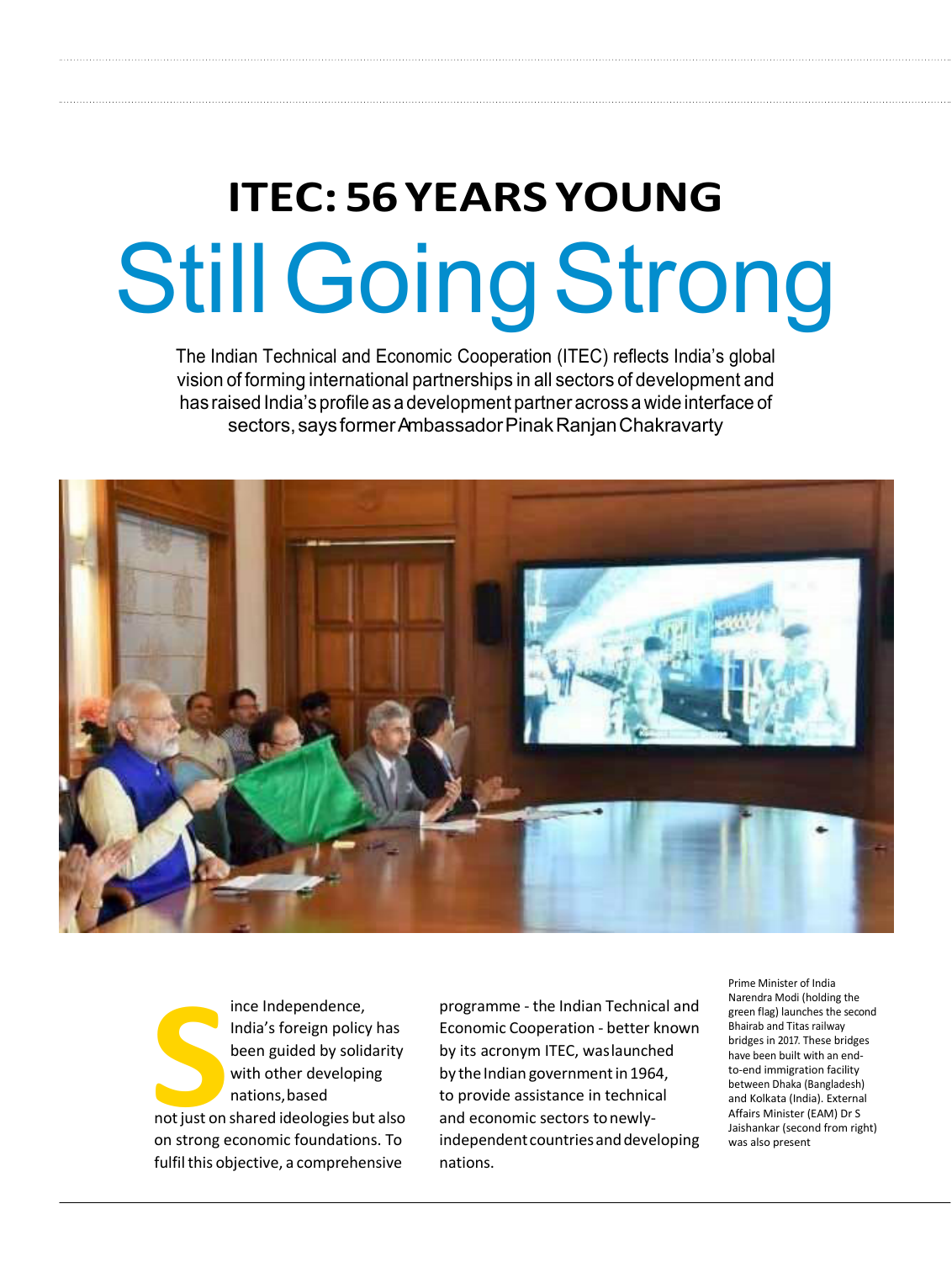# ITEC: 56 YEARS YOUNG

# Still Going Strong

The Indian Technical and Economic Cooperation (ITEC) reflects India's global vision of forming international partnerships in all sectors of development and has raised India's profile as a development partner across a wide interface of sectors, says former Ambassador Pinak Ranjan Chakravarty

Prime Minister of India Narendra Modi (holding the green flag) launches the second Bhairab and Titas railway bridges in 2017. These bridges have been built with an end-to-end immigration facility between Dhaka (Bangladesh) and Kolkata (India). External Affairs Minister (EAM) Dr S Jaishankar (second from right) was also present

Since Independence, India's foreign policy has been guided by solidarity with other developing nations, based not just on shared ideologies but also on strong economic foundations. To fulfil this objective, a comprehensive programme - the Indian Technical and Economic Cooperation - better known by its acronym ITEC, was launched by the Indian government in 1964, to provide assistance in technical and economic sectors to newly-independent countries and developing nations.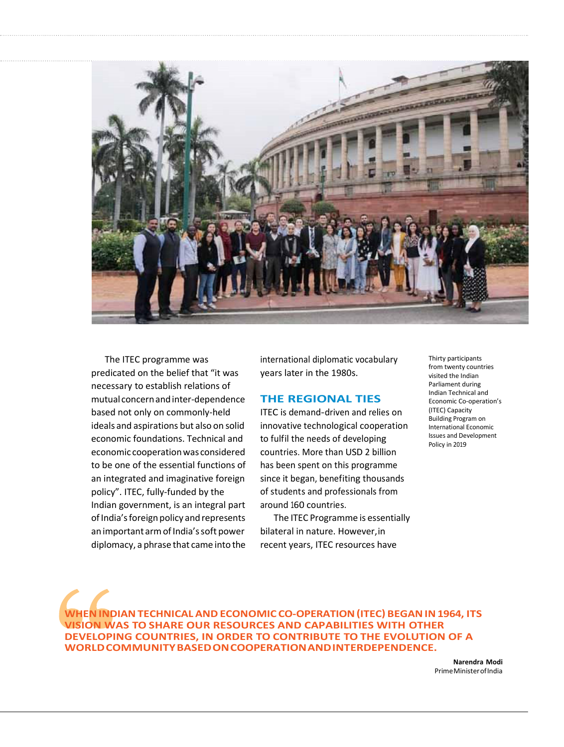The ITEC programme was predicated on the belief that "it was necessary to establish relations of mutual concern and inter-dependence based not only on commonly-held ideals and aspirations but also on solid economic foundations. Technical and economic cooperation was considered to be one of the essential functions of an integrated and imaginative foreign policy". ITEC, fully-funded by the Indian government, is an integral part of India's foreign policy and represents an important arm of India's soft power diplomacy, a phrase that came into the international diplomatic vocabulary years later in the 1980s.

## THE REGIONAL TIES

ITEC is demand-driven and relies on innovative technological cooperation to fulfil the needs of developing countries. More than USD 2 billion has been spent on this programme since it began, benefiting thousands of students and professionals from around 160 countries.

The ITEC Programme is essentially bilateral in nature. However, in recent years, ITEC resources have

Thirty participants from twenty countries visited the Indian Parliament during Indian Technical and Economic Co-operation's (ITEC) Capacity Building Program on International Economic Issues and Development Policy in 2019

> **WHEN INDIAN TECHNICAL AND ECONOMIC CO-OPERATION (ITEC) BEGAN IN 1964, ITS VISION WAS TO SHARE OUR RESOURCES AND CAPABILITIES WITH OTHER DEVELOPING COUNTRIES, IN ORDER TO CONTRIBUTE TO THE EVOLUTION OF A WORLD COMMUNITY BASED ON COOPERATION AND INTERDEPENDENCE.**
>
> **Narendra Modi**
> Prime Minister of India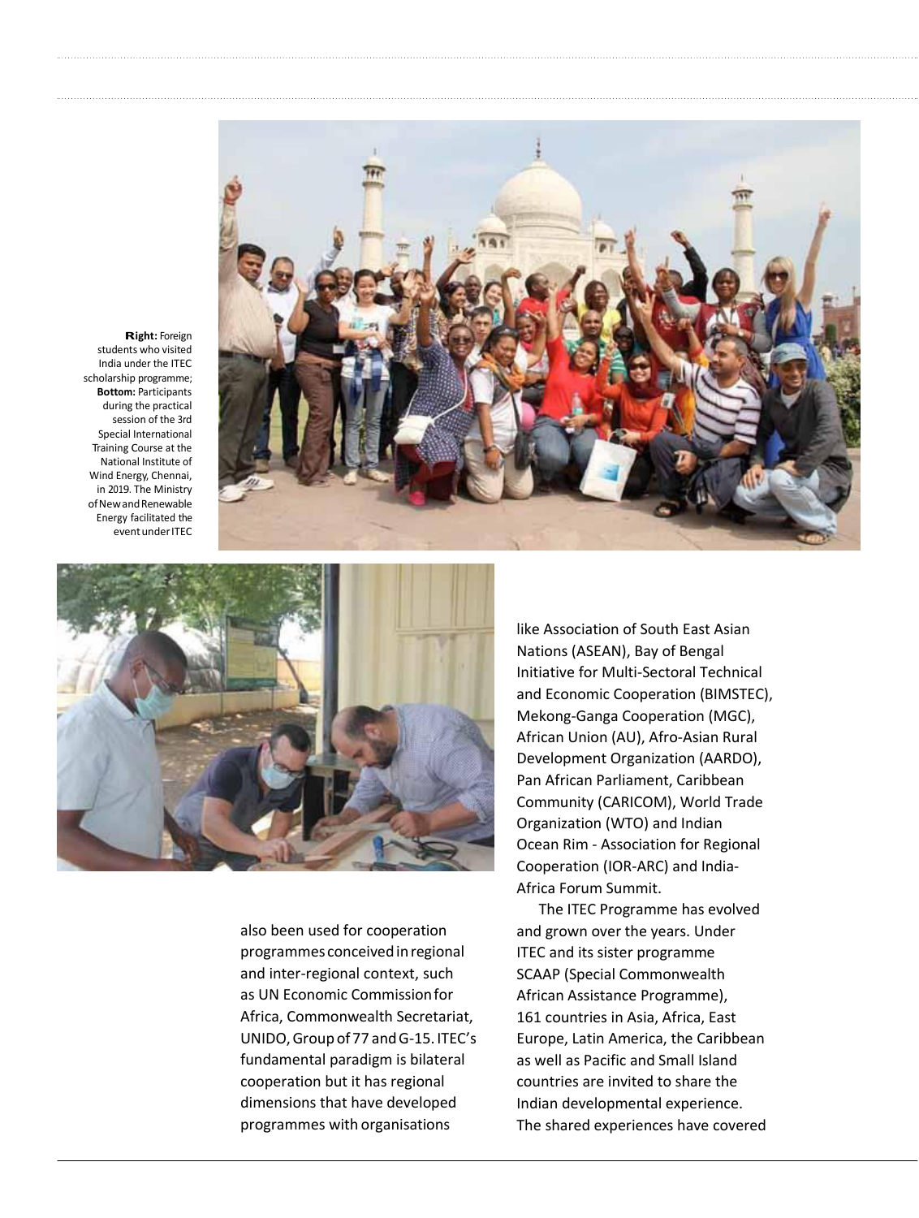**Right:** Foreign students who visited India under the ITEC scholarship programme; **Bottom:** Participants during the practical session of the 3rd Special International Training Course at the National Institute of Wind Energy, Chennai, in 2019. The Ministry of New and Renewable Energy facilitated the event under ITEC

also been used for cooperation programmes conceived in regional and inter-regional context, such as UN Economic Commission for Africa, Commonwealth Secretariat, UNIDO, Group of 77 and G-15. ITEC's fundamental paradigm is bilateral cooperation but it has regional dimensions that have developed programmes with organisations like Association of South East Asian Nations (ASEAN), Bay of Bengal Initiative for Multi-Sectoral Technical and Economic Cooperation (BIMSTEC), Mekong-Ganga Cooperation (MGC), African Union (AU), Afro-Asian Rural Development Organization (AARDO), Pan African Parliament, Caribbean Community (CARICOM), World Trade Organization (WTO) and Indian Ocean Rim - Association for Regional Cooperation (IOR-ARC) and India-Africa Forum Summit.

The ITEC Programme has evolved and grown over the years. Under ITEC and its sister programme SCAAP (Special Commonwealth African Assistance Programme), 161 countries in Asia, Africa, East Europe, Latin America, the Caribbean as well as Pacific and Small Island countries are invited to share the Indian developmental experience. The shared experiences have covered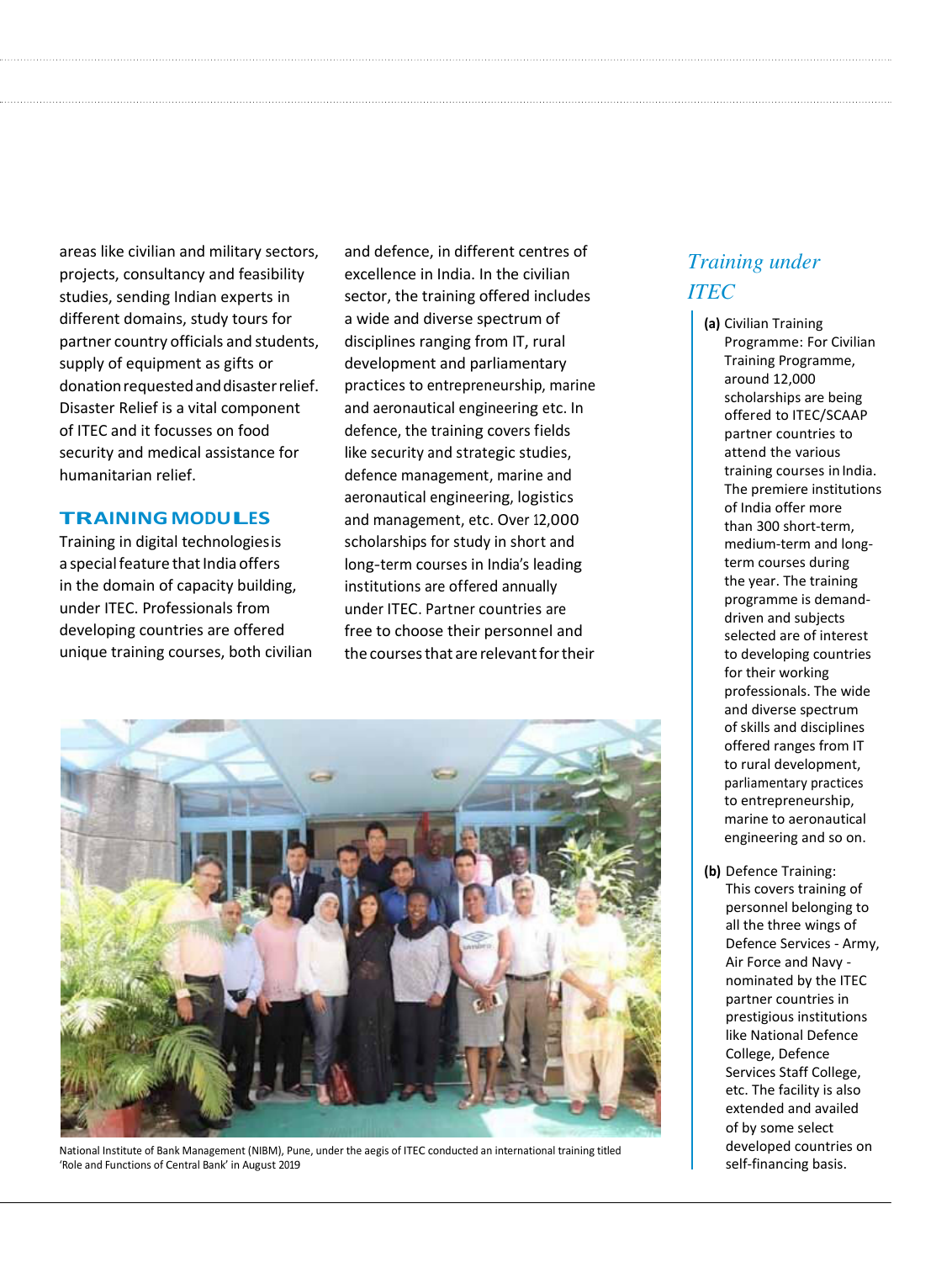areas like civilian and military sectors, projects, consultancy and feasibility studies, sending Indian experts in different domains, study tours for partner country officials and students, supply of equipment as gifts or donation requested and disaster relief. Disaster Relief is a vital component of ITEC and it focusses on food security and medical assistance for humanitarian relief.

## TRAINING MODULES

Training in digital technologies is a special feature that India offers in the domain of capacity building, under ITEC. Professionals from developing countries are offered unique training courses, both civilian and defence, in different centres of excellence in India. In the civilian sector, the training offered includes a wide and diverse spectrum of disciplines ranging from IT, rural development and parliamentary practices to entrepreneurship, marine and aeronautical engineering etc. In defence, the training covers fields like security and strategic studies, defence management, marine and aeronautical engineering, logistics and management, etc. Over 12,000 scholarships for study in short and long-term courses in India's leading institutions are offered annually under ITEC. Partner countries are free to choose their personnel and the courses that are relevant for their

National Institute of Bank Management (NIBM), Pune, under the aegis of ITEC conducted an international training titled 'Role and Functions of Central Bank' in August 2019

## *Training under ITEC*

**(a)** Civilian Training Programme: For Civilian Training Programme, around 12,000 scholarships are being offered to ITEC/SCAAP partner countries to attend the various training courses in India. The premiere institutions of India offer more than 300 short-term, medium-term and long-term courses during the year. The training programme is demand-driven and subjects selected are of interest to developing countries for their working professionals. The wide and diverse spectrum of skills and disciplines offered ranges from IT to rural development, parliamentary practices to entrepreneurship, marine to aeronautical engineering and so on.

**(b)** Defence Training: This covers training of personnel belonging to all the three wings of Defence Services - Army, Air Force and Navy - nominated by the ITEC partner countries in prestigious institutions like National Defence College, Defence Services Staff College, etc. The facility is also extended and availed of by some select developed countries on self-financing basis.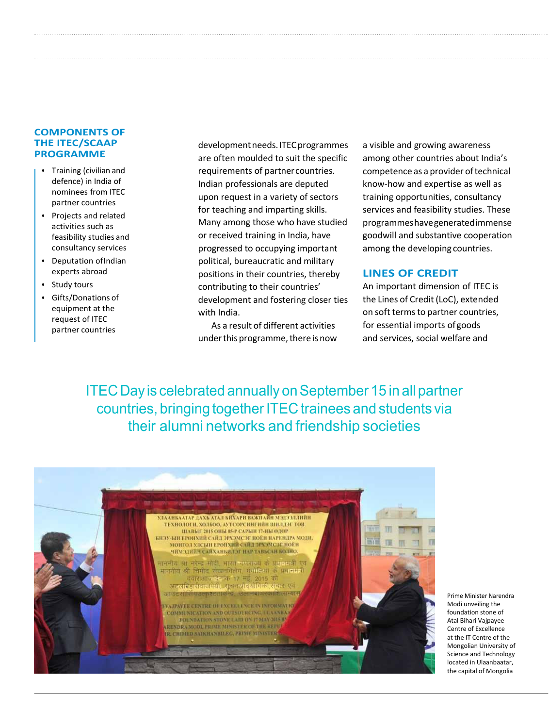## COMPONENTS OF THE ITEC/SCAAP PROGRAMME

- Training (civilian and defence) in India of nominees from ITEC partner countries
- Projects and related activities such as feasibility studies and consultancy services
- Deputation of Indian experts abroad
- Study tours
- Gifts/Donations of equipment at the request of ITEC partner countries

development needs. ITEC programmes are often moulded to suit the specific requirements of partner countries. Indian professionals are deputed upon request in a variety of sectors for teaching and imparting skills. Many among those who have studied or received training in India, have progressed to occupying important political, bureaucratic and military positions in their countries, thereby contributing to their countries' development and fostering closer ties with India.

As a result of different activities under this programme, there is now a visible and growing awareness among other countries about India's competence as a provider of technical know-how and expertise as well as training opportunities, consultancy services and feasibility studies. These programmes have generated immense goodwill and substantive cooperation among the developing countries.

## LINES OF CREDIT

An important dimension of ITEC is the Lines of Credit (LoC), extended on soft terms to partner countries, for essential imports of goods and services, social welfare and

ITEC Day is celebrated annually on September 15 in all partner countries, bringing together ITEC trainees and students via their alumni networks and friendship societies

Prime Minister Narendra Modi unveiling the foundation stone of Atal Bihari Vajpayee Centre of Excellence at the IT Centre of the Mongolian University of Science and Technology located in Ulaanbaatar, the capital of Mongolia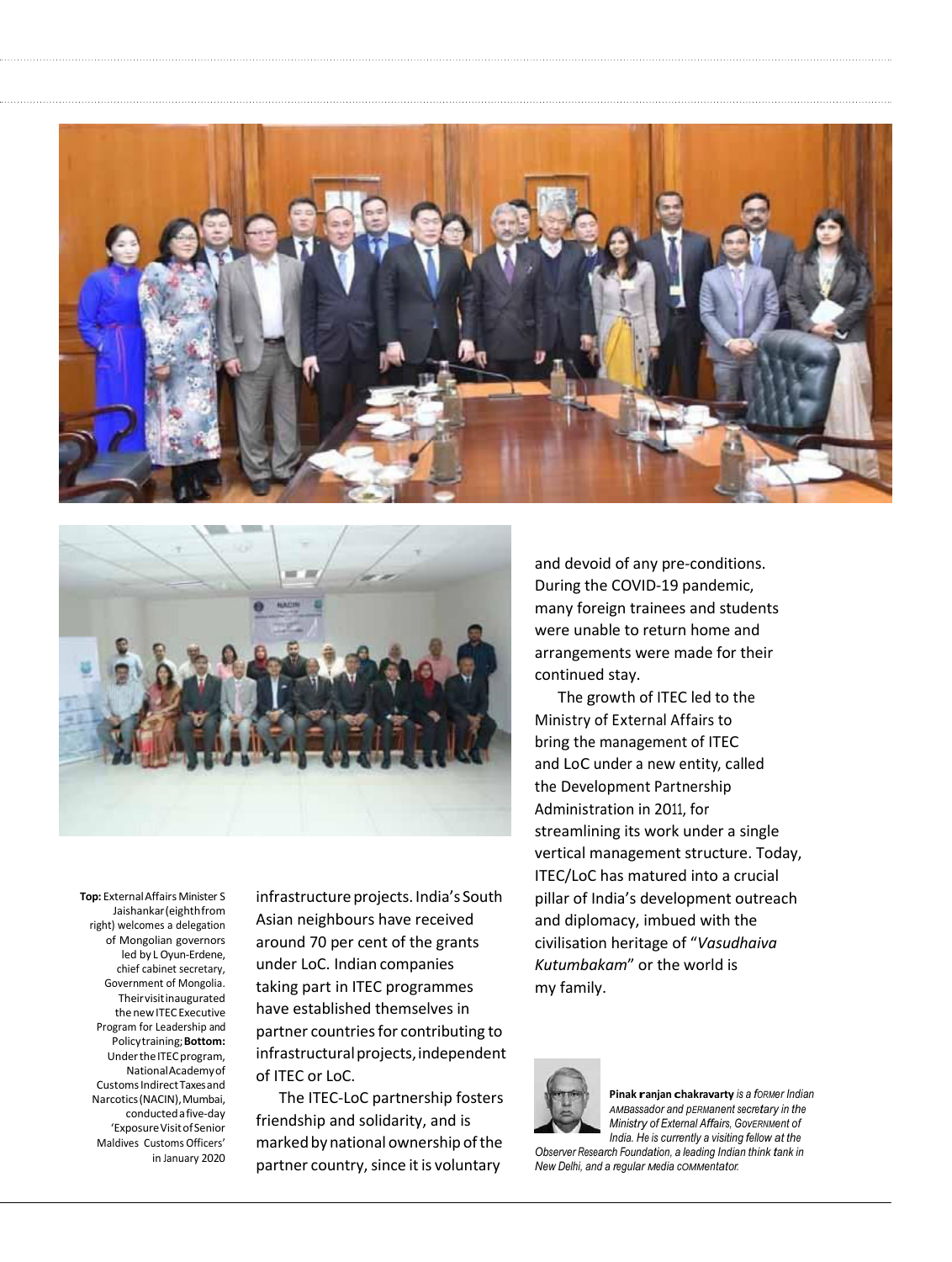**Top:** External Affairs Minister S Jaishankar (eighth from right) welcomes a delegation of Mongolian governors led by L Oyun-Erdene, chief cabinet secretary, Government of Mongolia. Their visit inaugurated the new ITEC Executive Program for Leadership and Policy training; **Bottom:** Under the ITEC program, National Academy of Customs Indirect Taxes and Narcotics (NACIN), Mumbai, conducted a five-day 'Exposure Visit of Senior Maldives Customs Officers' in January 2020

infrastructure projects. India's South Asian neighbours have received around 70 per cent of the grants under LoC. Indian companies taking part in ITEC programmes have established themselves in partner countries for contributing to infrastructural projects, independent of ITEC or LoC.

The ITEC-LoC partnership fosters friendship and solidarity, and is marked by national ownership of the partner country, since it is voluntary and devoid of any pre-conditions. During the COVID-19 pandemic, many foreign trainees and students were unable to return home and arrangements were made for their continued stay.

The growth of ITEC led to the Ministry of External Affairs to bring the management of ITEC and LoC under a new entity, called the Development Partnership Administration in 2011, for streamlining its work under a single vertical management structure. Today, ITEC/LoC has matured into a crucial pillar of India's development outreach and diplomacy, imbued with the civilisation heritage of "*Vasudhaiva Kutumbakam*" or the world is my family.

**Pinak Ranjan Chakravarty** *is a former Indian Ambassador and permanent secretary in the Ministry of External Affairs, Government of India. He is currently a visiting fellow at the Observer Research Foundation, a leading Indian think tank in New Delhi, and a regular media commentator.*